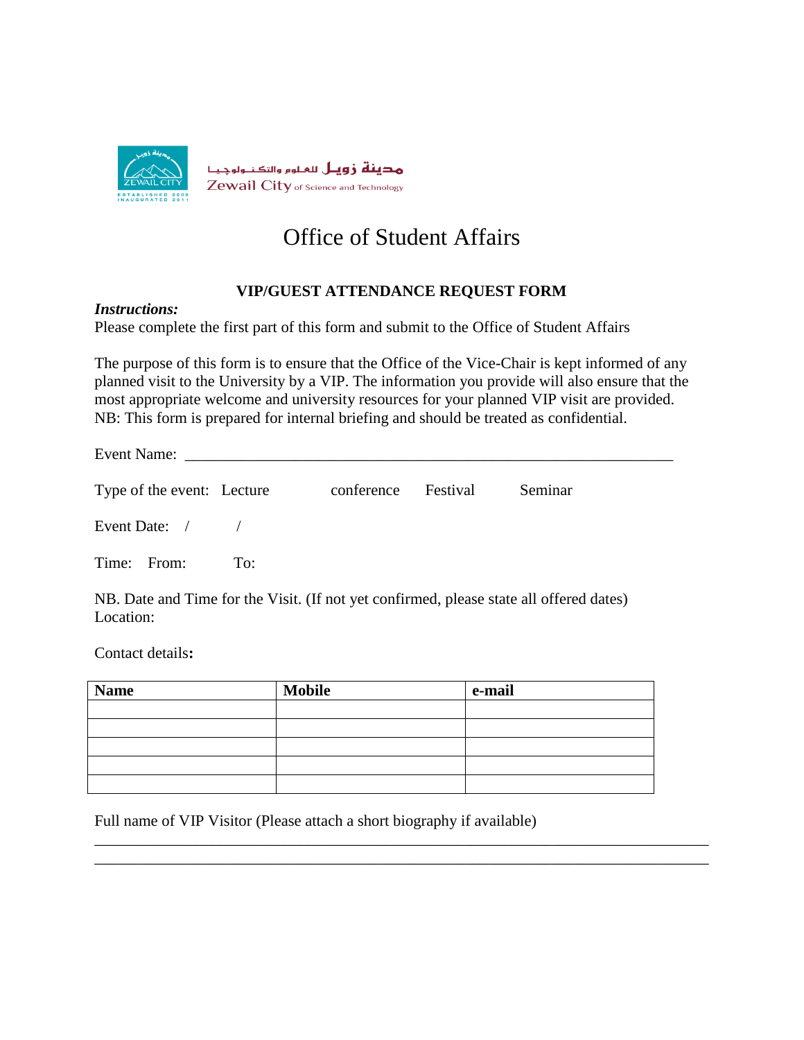مدينة زويل للعلوم والتكنولوجيا
Zewail City of Science and Technology

# Office of Student Affairs

## VIP/GUEST ATTENDANCE REQUEST FORM

***Instructions:***
Please complete the first part of this form and submit to the Office of Student Affairs

The purpose of this form is to ensure that the Office of the Vice-Chair is kept informed of any planned visit to the University by a VIP. The information you provide will also ensure that the most appropriate welcome and university resources for your planned VIP visit are provided.
NB: This form is prepared for internal briefing and should be treated as confidential.

Event Name: ________________________________________________________________

Type of the event: Lecture conference Festival Seminar

Event Date: / /

Time: From: To:

NB. Date and Time for the Visit. (If not yet confirmed, please state all offered dates)
Location:

Contact details**:**

| **Name** | **Mobile** | **e-mail** |
|---|---|---|
| | | |
| | | |
| | | |
| | | |
| | | |

Full name of VIP Visitor (Please attach a short biography if available)
_____________________________________________________________________________
_____________________________________________________________________________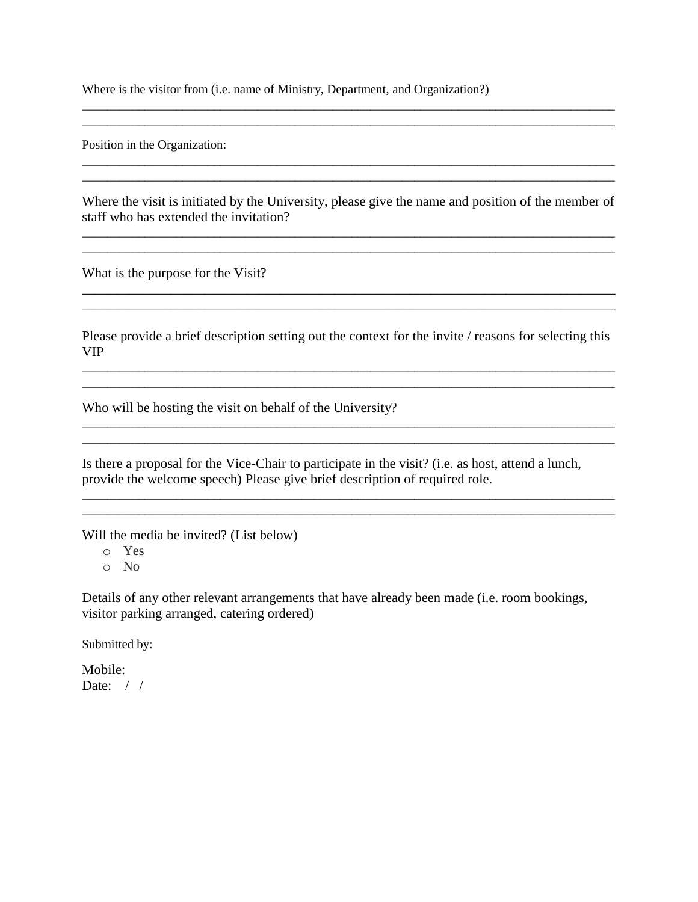Where is the visitor from (i.e. name of Ministry, Department, and Organization?)

______________________________________________________________________________
______________________________________________________________________________

Position in the Organization:

______________________________________________________________________________
______________________________________________________________________________

Where the visit is initiated by the University, please give the name and position of the member of staff who has extended the invitation?

______________________________________________________________________________
______________________________________________________________________________

What is the purpose for the Visit?

______________________________________________________________________________
______________________________________________________________________________

Please provide a brief description setting out the context for the invite / reasons for selecting this VIP

______________________________________________________________________________
______________________________________________________________________________

Who will be hosting the visit on behalf of the University?

______________________________________________________________________________
______________________________________________________________________________

Is there a proposal for the Vice-Chair to participate in the visit? (i.e. as host, attend a lunch, provide the welcome speech) Please give brief description of required role.

______________________________________________________________________________
______________________________________________________________________________

Will the media be invited? (List below)

- Yes
- No

Details of any other relevant arrangements that have already been made (i.e. room bookings, visitor parking arranged, catering ordered)

Submitted by:

Mobile:
Date: / /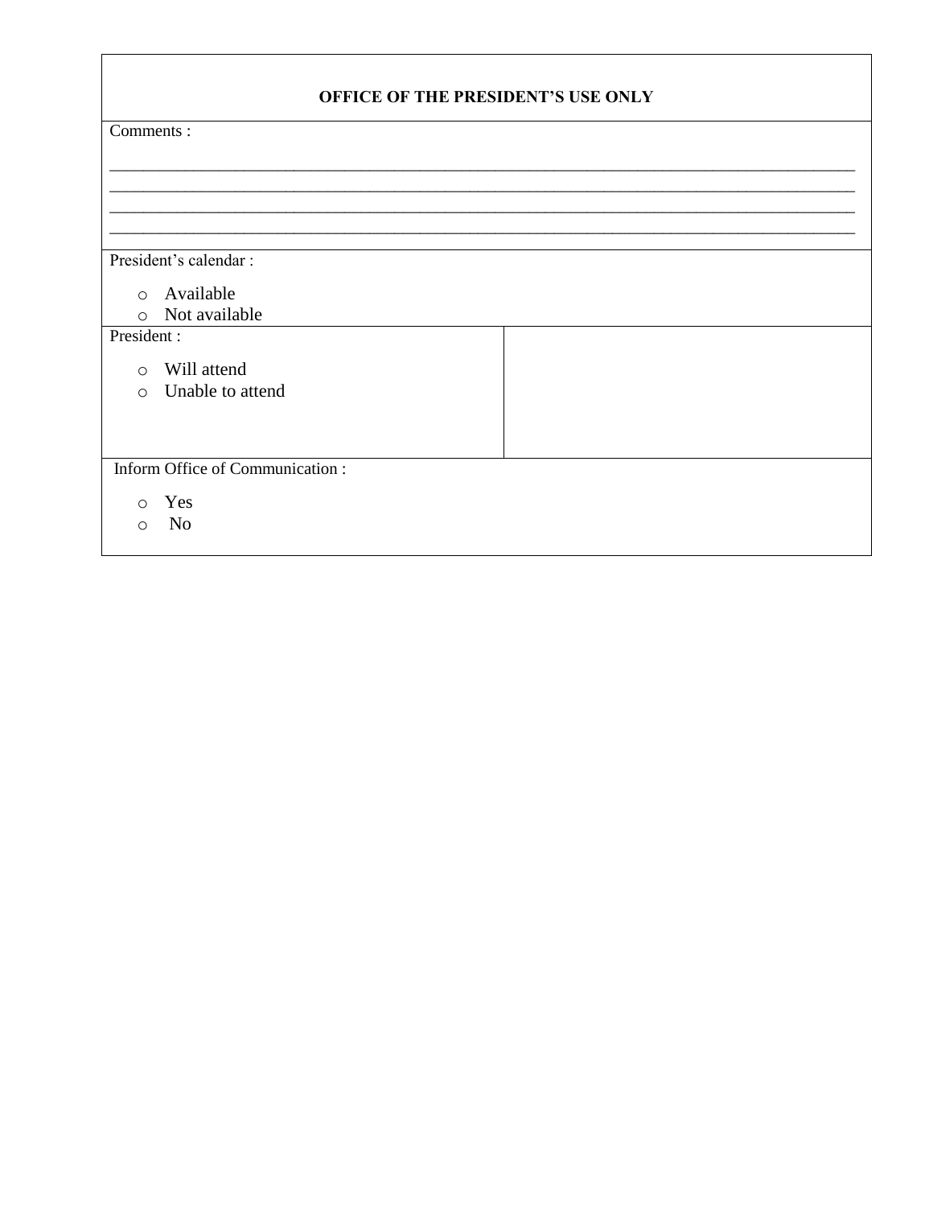**OFFICE OF THE PRESIDENT'S USE ONLY**

Comments :

\_\_\_\_\_\_\_\_\_\_\_\_\_\_\_\_\_\_\_\_\_\_\_\_\_\_\_\_\_\_\_\_\_\_\_\_\_\_\_\_\_\_\_\_\_\_\_\_\_\_\_\_\_\_\_\_\_\_\_\_\_\_\_\_\_\_\_\_\_\_\_\_\_\_\_\_\_\_

\_\_\_\_\_\_\_\_\_\_\_\_\_\_\_\_\_\_\_\_\_\_\_\_\_\_\_\_\_\_\_\_\_\_\_\_\_\_\_\_\_\_\_\_\_\_\_\_\_\_\_\_\_\_\_\_\_\_\_\_\_\_\_\_\_\_\_\_\_\_\_\_\_\_\_\_\_\_

\_\_\_\_\_\_\_\_\_\_\_\_\_\_\_\_\_\_\_\_\_\_\_\_\_\_\_\_\_\_\_\_\_\_\_\_\_\_\_\_\_\_\_\_\_\_\_\_\_\_\_\_\_\_\_\_\_\_\_\_\_\_\_\_\_\_\_\_\_\_\_\_\_\_\_\_\_\_

\_\_\_\_\_\_\_\_\_\_\_\_\_\_\_\_\_\_\_\_\_\_\_\_\_\_\_\_\_\_\_\_\_\_\_\_\_\_\_\_\_\_\_\_\_\_\_\_\_\_\_\_\_\_\_\_\_\_\_\_\_\_\_\_\_\_\_\_\_\_\_\_\_\_\_\_\_\_

President's calendar :

- Available
- Not available

President :

- Will attend
- Unable to attend

Inform Office of Communication :

- Yes
- No